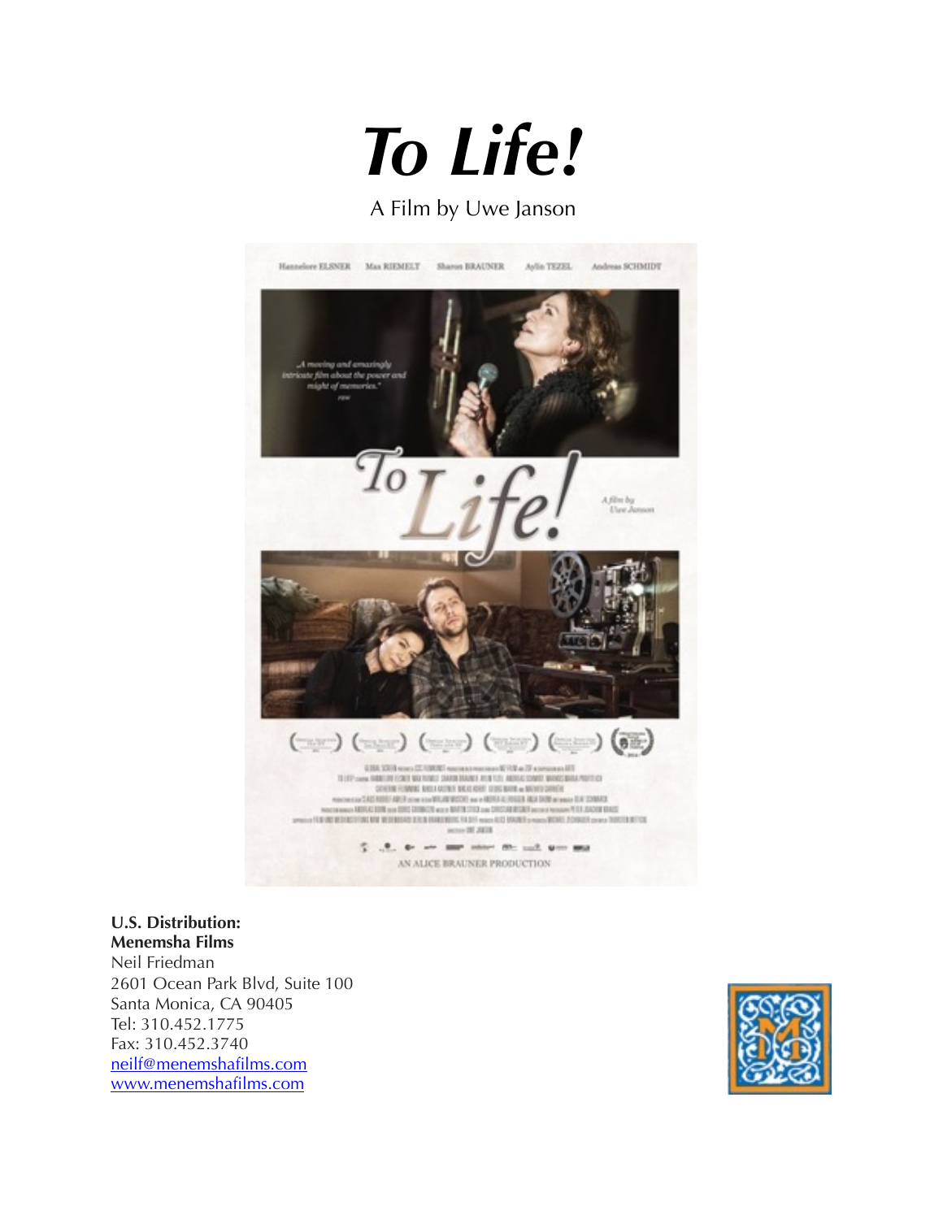# *To Life!*

A Film by Uwe Janson

**U.S. Distribution:**
**Menemsha Films**
Neil Friedman
2601 Ocean Park Blvd, Suite 100
Santa Monica, CA 90405
Tel: 310.452.1775
Fax: 310.452.3740
neilf@menemshafilms.com
www.menemshafilms.com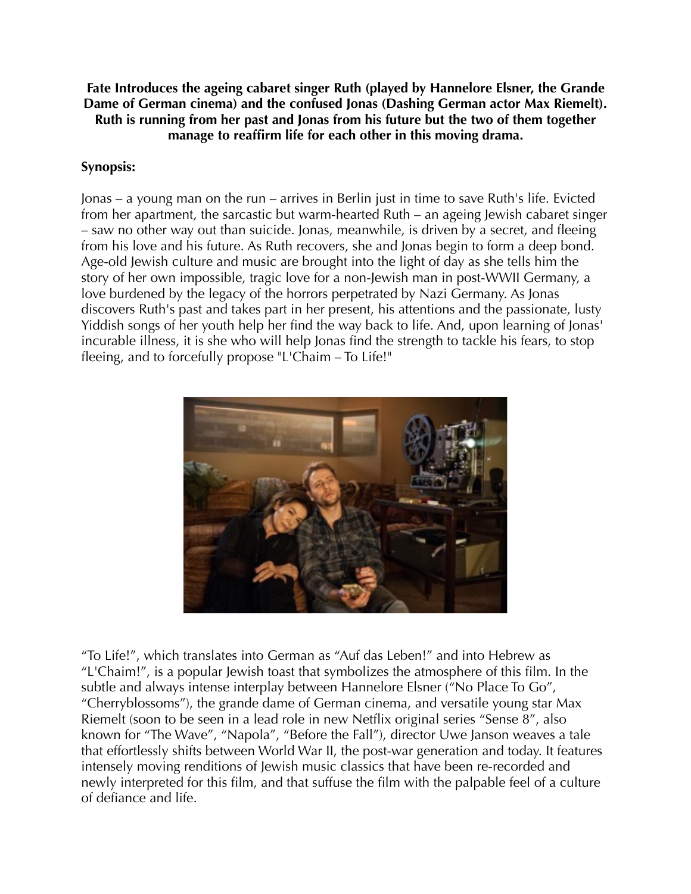**Fate Introduces the ageing cabaret singer Ruth (played by Hannelore Elsner, the Grande Dame of German cinema) and the confused Jonas (Dashing German actor Max Riemelt). Ruth is running from her past and Jonas from his future but the two of them together manage to reaffirm life for each other in this moving drama.**

**Synopsis:**

Jonas – a young man on the run – arrives in Berlin just in time to save Ruth's life. Evicted from her apartment, the sarcastic but warm-hearted Ruth – an ageing Jewish cabaret singer – saw no other way out than suicide. Jonas, meanwhile, is driven by a secret, and fleeing from his love and his future. As Ruth recovers, she and Jonas begin to form a deep bond. Age-old Jewish culture and music are brought into the light of day as she tells him the story of her own impossible, tragic love for a non-Jewish man in post-WWII Germany, a love burdened by the legacy of the horrors perpetrated by Nazi Germany. As Jonas discovers Ruth's past and takes part in her present, his attentions and the passionate, lusty Yiddish songs of her youth help her find the way back to life. And, upon learning of Jonas' incurable illness, it is she who will help Jonas find the strength to tackle his fears, to stop fleeing, and to forcefully propose "L'Chaim – To Life!"

"To Life!", which translates into German as "Auf das Leben!" and into Hebrew as "L'Chaim!", is a popular Jewish toast that symbolizes the atmosphere of this film. In the subtle and always intense interplay between Hannelore Elsner ("No Place To Go", "Cherryblossoms"), the grande dame of German cinema, and versatile young star Max Riemelt (soon to be seen in a lead role in new Netflix original series "Sense 8", also known for "The Wave", "Napola", "Before the Fall"), director Uwe Janson weaves a tale that effortlessly shifts between World War II, the post-war generation and today. It features intensely moving renditions of Jewish music classics that have been re-recorded and newly interpreted for this film, and that suffuse the film with the palpable feel of a culture of defiance and life.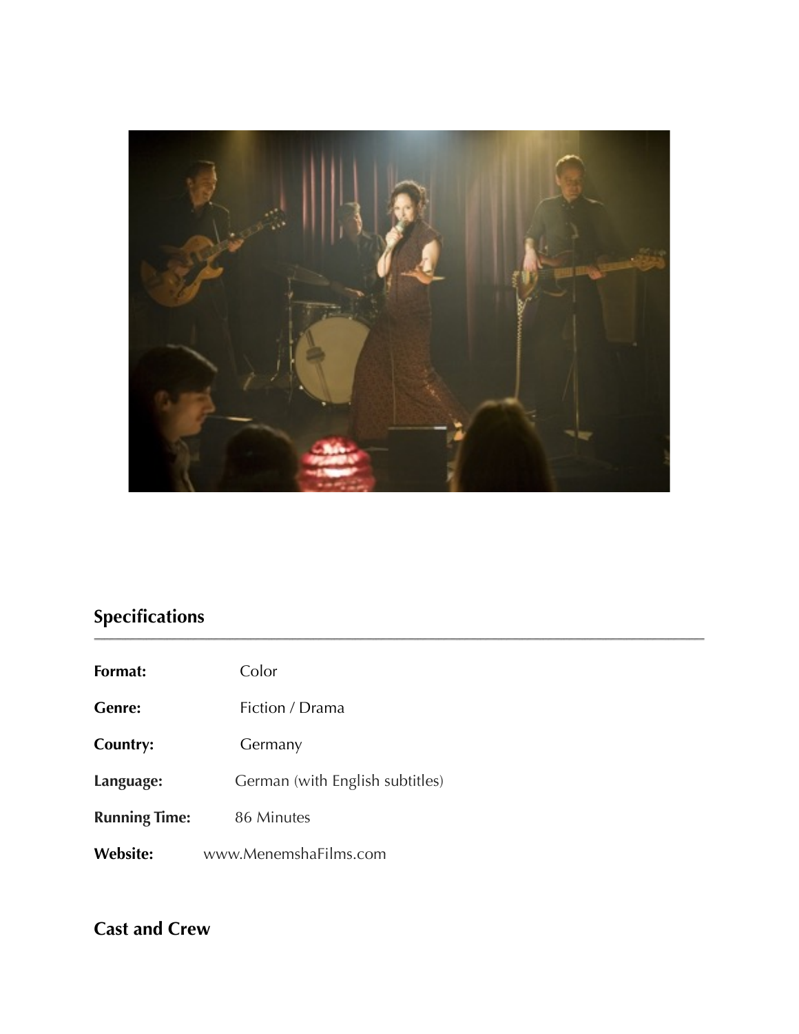## Specifications

| | |
|---|---|
| **Format:** | Color |
| **Genre:** | Fiction / Drama |
| **Country:** | Germany |
| **Language:** | German (with English subtitles) |
| **Running Time:** | 86 Minutes |
| **Website:** | www.MenemshaFilms.com |

## Cast and Crew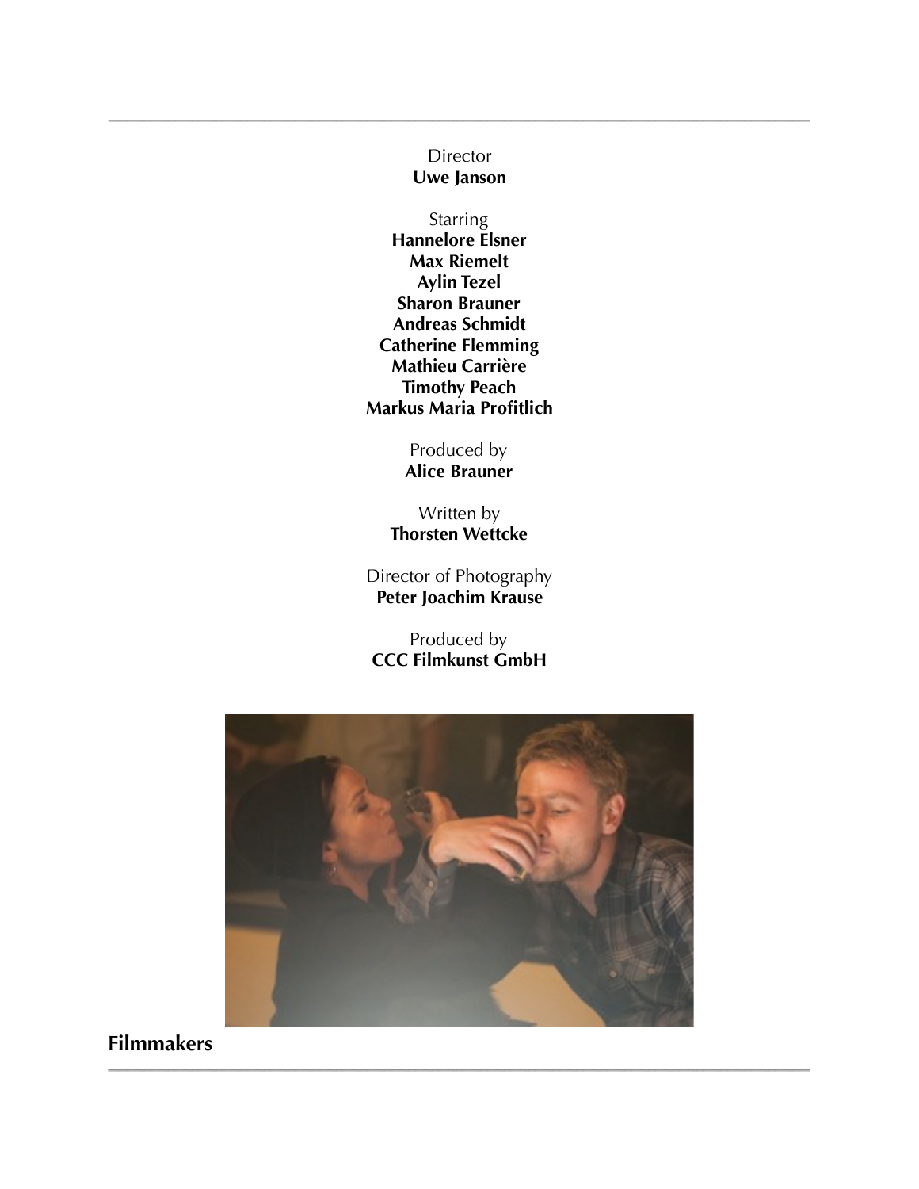Director
**Uwe Janson**

Starring
**Hannelore Elsner**
**Max Riemelt**
**Aylin Tezel**
**Sharon Brauner**
**Andreas Schmidt**
**Catherine Flemming**
**Mathieu Carrière**
**Timothy Peach**
**Markus Maria Profitlich**

Produced by
**Alice Brauner**

Written by
**Thorsten Wettcke**

Director of Photography
**Peter Joachim Krause**

Produced by
**CCC Filmkunst GmbH**

## Filmmakers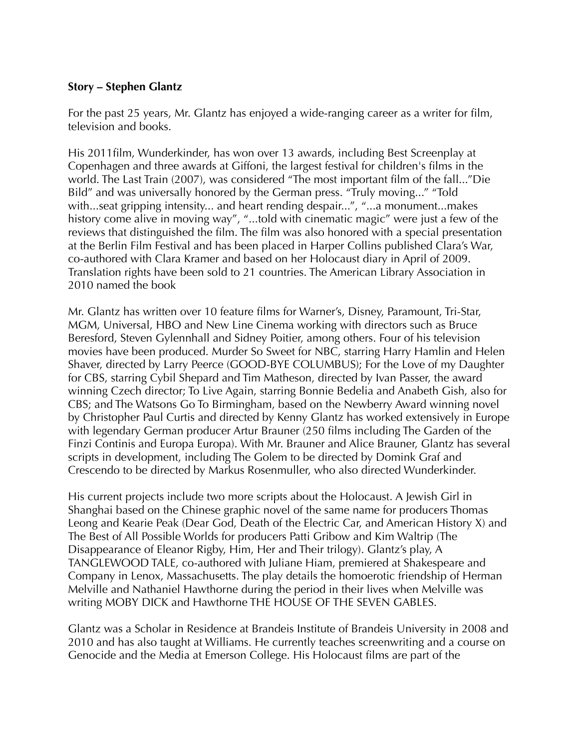**Story – Stephen Glantz**

For the past 25 years, Mr. Glantz has enjoyed a wide-ranging career as a writer for film, television and books.

His 2011film, Wunderkinder, has won over 13 awards, including Best Screenplay at Copenhagen and three awards at Giffoni, the largest festival for children's films in the world. The Last Train (2007), was considered "The most important film of the fall..."Die Bild" and was universally honored by the German press. "Truly moving..." "Told with...seat gripping intensity... and heart rending despair...", "...a monument...makes history come alive in moving way", "...told with cinematic magic" were just a few of the reviews that distinguished the film. The film was also honored with a special presentation at the Berlin Film Festival and has been placed in Harper Collins published Clara's War, co-authored with Clara Kramer and based on her Holocaust diary in April of 2009. Translation rights have been sold to 21 countries. The American Library Association in 2010 named the book

Mr. Glantz has written over 10 feature films for Warner's, Disney, Paramount, Tri-Star, MGM, Universal, HBO and New Line Cinema working with directors such as Bruce Beresford, Steven Gylennhall and Sidney Poitier, among others. Four of his television movies have been produced. Murder So Sweet for NBC, starring Harry Hamlin and Helen Shaver, directed by Larry Peerce (GOOD-BYE COLUMBUS); For the Love of my Daughter for CBS, starring Cybil Shepard and Tim Matheson, directed by Ivan Passer, the award winning Czech director; To Live Again, starring Bonnie Bedelia and Anabeth Gish, also for CBS; and The Watsons Go To Birmingham, based on the Newberry Award winning novel by Christopher Paul Curtis and directed by Kenny Glantz has worked extensively in Europe with legendary German producer Artur Brauner (250 films including The Garden of the Finzi Continis and Europa Europa). With Mr. Brauner and Alice Brauner, Glantz has several scripts in development, including The Golem to be directed by Domink Graf and Crescendo to be directed by Markus Rosenmuller, who also directed Wunderkinder.

His current projects include two more scripts about the Holocaust. A Jewish Girl in Shanghai based on the Chinese graphic novel of the same name for producers Thomas Leong and Kearie Peak (Dear God, Death of the Electric Car, and American History X) and The Best of All Possible Worlds for producers Patti Gribow and Kim Waltrip (The Disappearance of Eleanor Rigby, Him, Her and Their trilogy). Glantz's play, A TANGLEWOOD TALE, co-authored with Juliane Hiam, premiered at Shakespeare and Company in Lenox, Massachusetts. The play details the homoerotic friendship of Herman Melville and Nathaniel Hawthorne during the period in their lives when Melville was writing MOBY DICK and Hawthorne THE HOUSE OF THE SEVEN GABLES.

Glantz was a Scholar in Residence at Brandeis Institute of Brandeis University in 2008 and 2010 and has also taught at Williams. He currently teaches screenwriting and a course on Genocide and the Media at Emerson College. His Holocaust films are part of the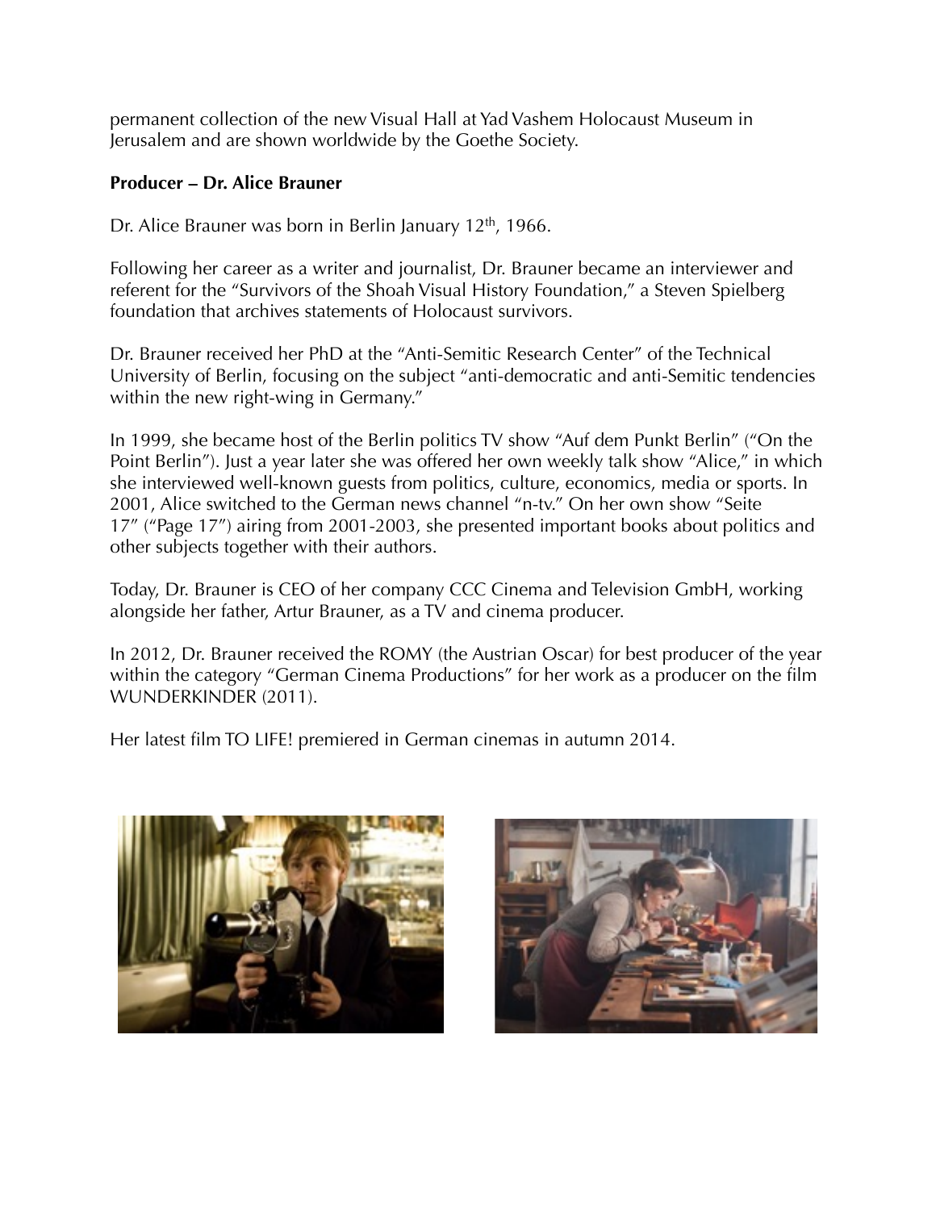permanent collection of the new Visual Hall at Yad Vashem Holocaust Museum in Jerusalem and are shown worldwide by the Goethe Society.

**Producer – Dr. Alice Brauner**

Dr. Alice Brauner was born in Berlin January 12th, 1966.

Following her career as a writer and journalist, Dr. Brauner became an interviewer and referent for the "Survivors of the Shoah Visual History Foundation," a Steven Spielberg foundation that archives statements of Holocaust survivors.

Dr. Brauner received her PhD at the "Anti-Semitic Research Center" of the Technical University of Berlin, focusing on the subject "anti-democratic and anti-Semitic tendencies within the new right-wing in Germany."

In 1999, she became host of the Berlin politics TV show "Auf dem Punkt Berlin" ("On the Point Berlin"). Just a year later she was offered her own weekly talk show "Alice," in which she interviewed well-known guests from politics, culture, economics, media or sports. In 2001, Alice switched to the German news channel "n-tv." On her own show "Seite 17" ("Page 17") airing from 2001-2003, she presented important books about politics and other subjects together with their authors.

Today, Dr. Brauner is CEO of her company CCC Cinema and Television GmbH, working alongside her father, Artur Brauner, as a TV and cinema producer.

In 2012, Dr. Brauner received the ROMY (the Austrian Oscar) for best producer of the year within the category "German Cinema Productions" for her work as a producer on the film WUNDERKINDER (2011).

Her latest film TO LIFE! premiered in German cinemas in autumn 2014.